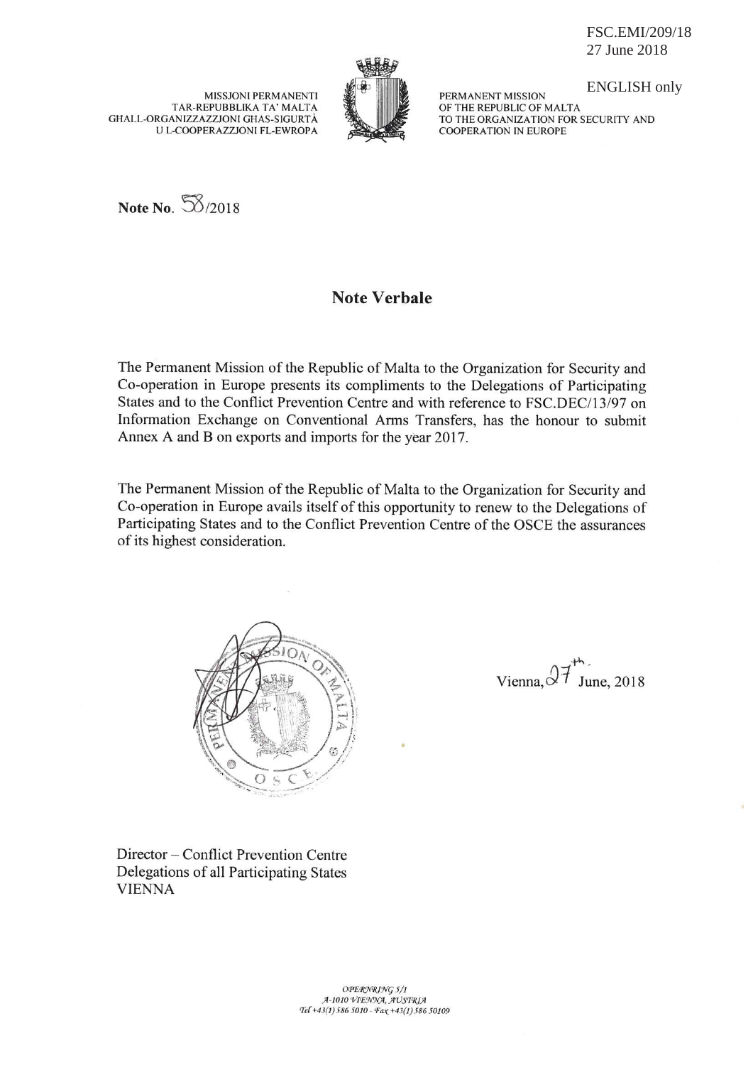FSC.EMI/209/18
27 June 2018

ENGLISH only

MISSJONI PERMANENTI
TAR-REPUBBLIKA TA' MALTA
GHALL-ORGANIZZAZZJONI GHAS-SIGURTÀ
U L-COOPERAZZJONI FL-EWROPA

PERMANENT MISSION
OF THE REPUBLIC OF MALTA
TO THE ORGANIZATION FOR SECURITY AND
COOPERATION IN EUROPE

**Note No.** 58/2018

## Note Verbale

The Permanent Mission of the Republic of Malta to the Organization for Security and Co-operation in Europe presents its compliments to the Delegations of Participating States and to the Conflict Prevention Centre and with reference to FSC.DEC/13/97 on Information Exchange on Conventional Arms Transfers, has the honour to submit Annex A and B on exports and imports for the year 2017.

The Permanent Mission of the Republic of Malta to the Organization for Security and Co-operation in Europe avails itself of this opportunity to renew to the Delegations of Participating States and to the Conflict Prevention Centre of the OSCE the assurances of its highest consideration.

Vienna, 27th June, 2018

Director – Conflict Prevention Centre
Delegations of all Participating States
VIENNA

OPERNRING 5/1
A-1010 VIENNA, AUSTRIA
Tel +43(1) 586 5010 - Fax +43(1) 586 50109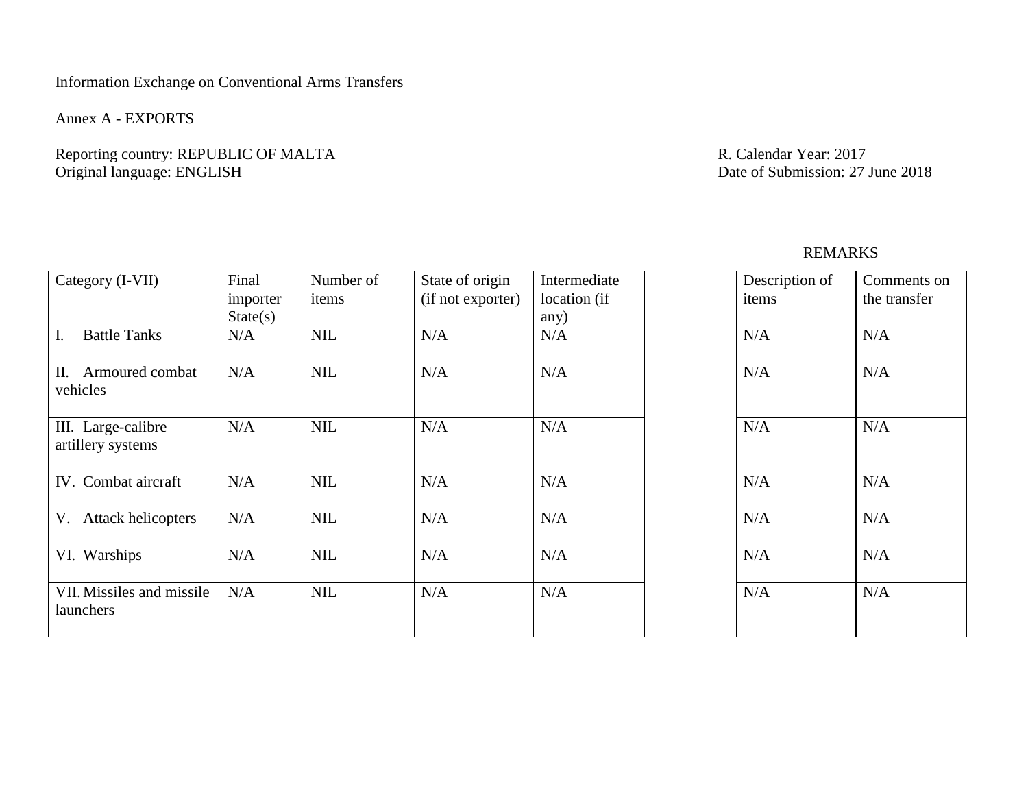Information Exchange on Conventional Arms Transfers

Annex A - EXPORTS

Reporting country: REPUBLIC OF MALTA
Original language: ENGLISH

R. Calendar Year: 2017
Date of Submission: 27 June 2018

| Category (I-VII) | Final importer State(s) | Number of items | State of origin (if not exporter) | Intermediate location (if any) | REMARKS: Description of items | REMARKS: Comments on the transfer |
|---|---|---|---|---|---|---|
| I. Battle Tanks | N/A | NIL | N/A | N/A | N/A | N/A |
| II. Armoured combat vehicles | N/A | NIL | N/A | N/A | N/A | N/A |
| III. Large-calibre artillery systems | N/A | NIL | N/A | N/A | N/A | N/A |
| IV. Combat aircraft | N/A | NIL | N/A | N/A | N/A | N/A |
| V. Attack helicopters | N/A | NIL | N/A | N/A | N/A | N/A |
| VI. Warships | N/A | NIL | N/A | N/A | N/A | N/A |
| VII. Missiles and missile launchers | N/A | NIL | N/A | N/A | N/A | N/A |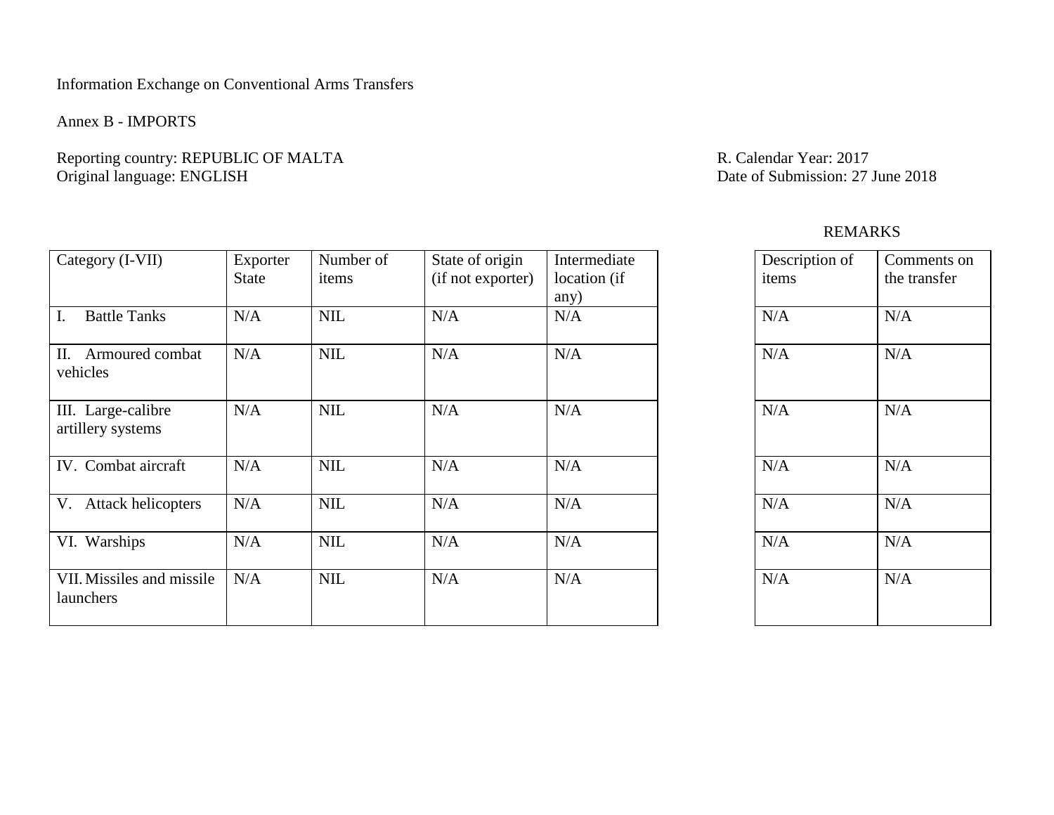Information Exchange on Conventional Arms Transfers

Annex B - IMPORTS

Reporting country: REPUBLIC OF MALTA
Original language: ENGLISH

R. Calendar Year: 2017
Date of Submission: 27 June 2018

| Category (I-VII) | Exporter State | Number of items | State of origin (if not exporter) | Intermediate location (if any) | REMARKS: Description of items | REMARKS: Comments on the transfer |
|---|---|---|---|---|---|---|
| I. Battle Tanks | N/A | NIL | N/A | N/A | N/A | N/A |
| II. Armoured combat vehicles | N/A | NIL | N/A | N/A | N/A | N/A |
| III. Large-calibre artillery systems | N/A | NIL | N/A | N/A | N/A | N/A |
| IV. Combat aircraft | N/A | NIL | N/A | N/A | N/A | N/A |
| V. Attack helicopters | N/A | NIL | N/A | N/A | N/A | N/A |
| VI. Warships | N/A | NIL | N/A | N/A | N/A | N/A |
| VII. Missiles and missile launchers | N/A | NIL | N/A | N/A | N/A | N/A |